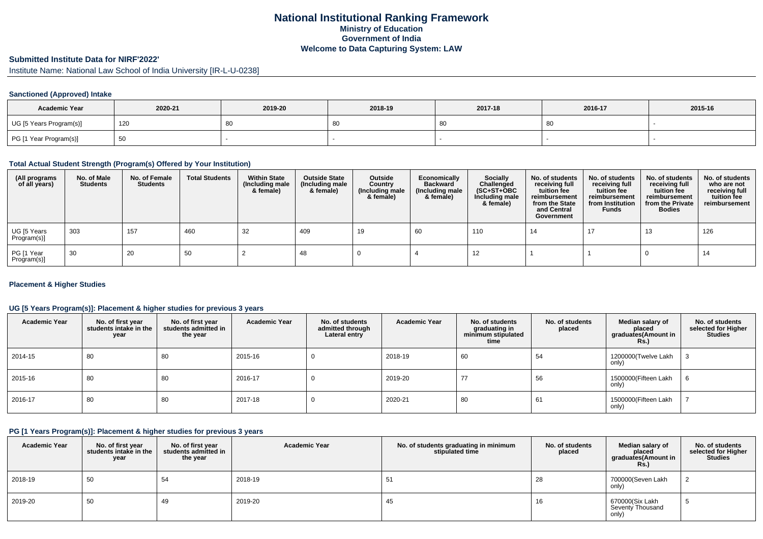# National Institutional Ranking Framework

**Ministry of Education**
**Government of India**
**Welcome to Data Capturing System: LAW**

## Submitted Institute Data for NIRF'2022'

Institute Name: National Law School of India University [IR-L-U-0238]

### Sanctioned (Approved) Intake

| Academic Year | 2020-21 | 2019-20 | 2018-19 | 2017-18 | 2016-17 | 2015-16 |
|---|---|---|---|---|---|---|
| UG [5 Years Program(s)] | 120 | 80 | 80 | 80 | 80 | - |
| PG [1 Year Program(s)] | 50 | - | - | - | - | - |

### Total Actual Student Strength (Program(s) Offered by Your Institution)

| (All programs of all years) | No. of Male Students | No. of Female Students | Total Students | Within State (Including male & female) | Outside State (Including male & female) | Outside Country (Including male & female) | Economically Backward (Including male & female) | Socially Challenged (SC+ST+OBC Including male & female) | No. of students receiving full tuition fee reimbursement from the State and Central Government | No. of students receiving full tuition fee reimbursement from Institution Funds | No. of students receiving full tuition fee reimbursement from the Private Bodies | No. of students who are not receiving full tuition fee reimbursement |
|---|---|---|---|---|---|---|---|---|---|---|---|---|
| UG [5 Years Program(s)] | 303 | 157 | 460 | 32 | 409 | 19 | 60 | 110 | 14 | 17 | 13 | 126 |
| PG [1 Year Program(s)] | 30 | 20 | 50 | 2 | 48 | 0 | 4 | 12 | 1 | 1 | 0 | 14 |

### Placement & Higher Studies

### UG [5 Years Program(s)]: Placement & higher studies for previous 3 years

| Academic Year | No. of first year students intake in the year | No. of first year students admitted in the year | Academic Year | No. of students admitted through Lateral entry | Academic Year | No. of students graduating in minimum stipulated time | No. of students placed | Median salary of placed graduates(Amount in Rs.) | No. of students selected for Higher Studies |
|---|---|---|---|---|---|---|---|---|---|
| 2014-15 | 80 | 80 | 2015-16 | 0 | 2018-19 | 60 | 54 | 1200000(Twelve Lakh only) | 3 |
| 2015-16 | 80 | 80 | 2016-17 | 0 | 2019-20 | 77 | 56 | 1500000(Fifteen Lakh only) | 6 |
| 2016-17 | 80 | 80 | 2017-18 | 0 | 2020-21 | 80 | 61 | 1500000(Fifteen Lakh only) | 7 |

### PG [1 Years Program(s)]: Placement & higher studies for previous 3 years

| Academic Year | No. of first year students intake in the year | No. of first year students admitted in the year | Academic Year | No. of students graduating in minimum stipulated time | No. of students placed | Median salary of placed graduates(Amount in Rs.) | No. of students selected for Higher Studies |
|---|---|---|---|---|---|---|---|
| 2018-19 | 50 | 54 | 2018-19 | 51 | 28 | 700000(Seven Lakh only) | 2 |
| 2019-20 | 50 | 49 | 2019-20 | 45 | 16 | 670000(Six Lakh Seventy Thousand only) | 5 |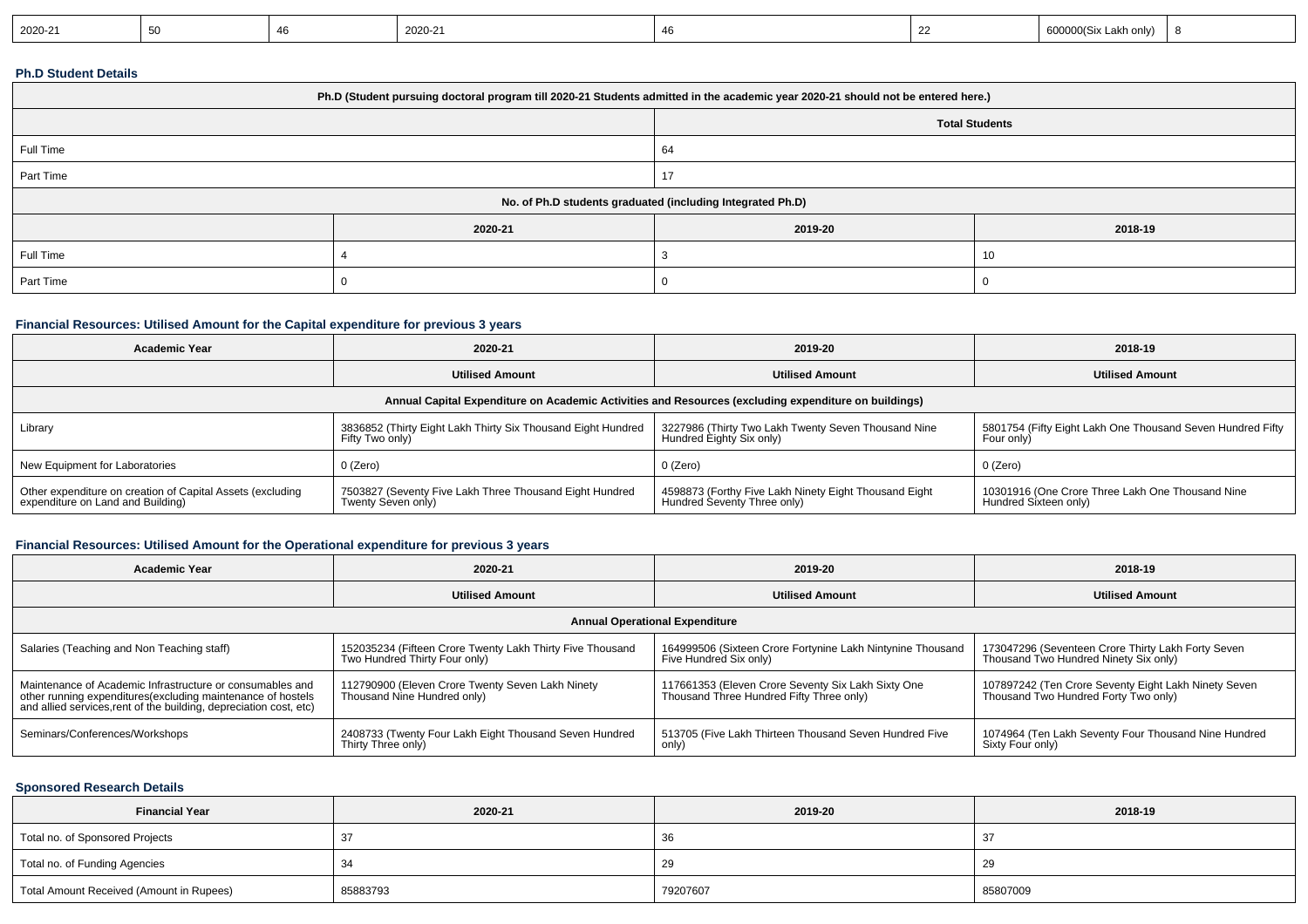| 2020-21 | 50 | 46 | 2020-21 | 46 | 22 | 600000(Six Lakh only) | 8 |
|---|---|---|---|---|---|---|---|

### Ph.D Student Details

| Ph.D (Student pursuing doctoral program till 2020-21 Students admitted in the academic year 2020-21 should not be entered here.) | |
|---|---|
| | Total Students |
| Full Time | 64 |
| Part Time | 17 |

| No. of Ph.D students graduated (including Integrated Ph.D) | | | |
|---|---|---|---|
| | 2020-21 | 2019-20 | 2018-19 |
| Full Time | 4 | 3 | 10 |
| Part Time | 0 | 0 | 0 |

### Financial Resources: Utilised Amount for the Capital expenditure for previous 3 years

| Academic Year | 2020-21 | 2019-20 | 2018-19 |
|---|---|---|---|
| | Utilised Amount | Utilised Amount | Utilised Amount |
| Annual Capital Expenditure on Academic Activities and Resources (excluding expenditure on buildings) | | | |
| Library | 3836852 (Thirty Eight Lakh Thirty Six Thousand Eight Hundred Fifty Two only) | 3227986 (Thirty Two Lakh Twenty Seven Thousand Nine Hundred Eighty Six only) | 5801754 (Fifty Eight Lakh One Thousand Seven Hundred Fifty Four only) |
| New Equipment for Laboratories | 0 (Zero) | 0 (Zero) | 0 (Zero) |
| Other expenditure on creation of Capital Assets (excluding expenditure on Land and Building) | 7503827 (Seventy Five Lakh Three Thousand Eight Hundred Twenty Seven only) | 4598873 (Forthy Five Lakh Ninety Eight Thousand Eight Hundred Seventy Three only) | 10301916 (One Crore Three Lakh One Thousand Nine Hundred Sixteen only) |

### Financial Resources: Utilised Amount for the Operational expenditure for previous 3 years

| Academic Year | 2020-21 | 2019-20 | 2018-19 |
|---|---|---|---|
| | Utilised Amount | Utilised Amount | Utilised Amount |
| Annual Operational Expenditure | | | |
| Salaries (Teaching and Non Teaching staff) | 152035234 (Fifteen Crore Twenty Lakh Thirty Five Thousand Two Hundred Thirty Four only) | 164999506 (Sixteen Crore Fortynine Lakh Nintynine Thousand Five Hundred Six only) | 173047296 (Seventeen Crore Thirty Lakh Forty Seven Thousand Two Hundred Ninety Six only) |
| Maintenance of Academic Infrastructure or consumables and other running expenditures(excluding maintenance of hostels and allied services,rent of the building, depreciation cost, etc) | 112790900 (Eleven Crore Twenty Seven Lakh Ninety Thousand Nine Hundred only) | 117661353 (Eleven Crore Seventy Six Lakh Sixty One Thousand Three Hundred Fifty Three only) | 107897242 (Ten Crore Seventy Eight Lakh Ninety Seven Thousand Two Hundred Forty Two only) |
| Seminars/Conferences/Workshops | 2408733 (Twenty Four Lakh Eight Thousand Seven Hundred Thirty Three only) | 513705 (Five Lakh Thirteen Thousand Seven Hundred Five only) | 1074964 (Ten Lakh Seventy Four Thousand Nine Hundred Sixty Four only) |

### Sponsored Research Details

| Financial Year | 2020-21 | 2019-20 | 2018-19 |
|---|---|---|---|
| Total no. of Sponsored Projects | 37 | 36 | 37 |
| Total no. of Funding Agencies | 34 | 29 | 29 |
| Total Amount Received (Amount in Rupees) | 85883793 | 79207607 | 85807009 |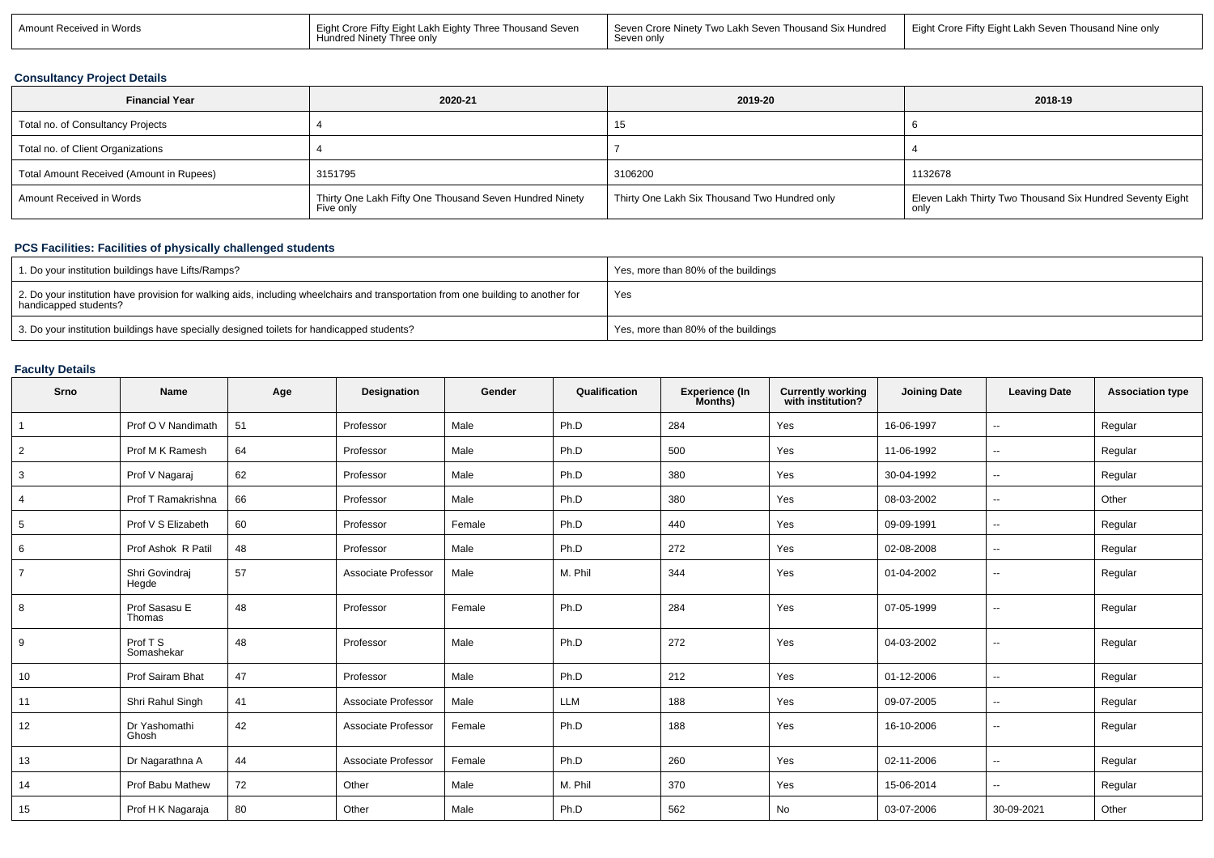| Amount Received in Words | Eight Crore Fifty Eight Lakh Eighty Three Thousand Seven Hundred Ninety Three only | Seven Crore Ninety Two Lakh Seven Thousand Six Hundred Seven only | Eight Crore Fifty Eight Lakh Seven Thousand Nine only |
|---|---|---|---|

### Consultancy Project Details

| Financial Year | 2020-21 | 2019-20 | 2018-19 |
|---|---|---|---|
| Total no. of Consultancy Projects | 4 | 15 | 6 |
| Total no. of Client Organizations | 4 | 7 | 4 |
| Total Amount Received (Amount in Rupees) | 3151795 | 3106200 | 1132678 |
| Amount Received in Words | Thirty One Lakh Fifty One Thousand Seven Hundred Ninety Five only | Thirty One Lakh Six Thousand Two Hundred only | Eleven Lakh Thirty Two Thousand Six Hundred Seventy Eight only |

### PCS Facilities: Facilities of physically challenged students

| | |
|---|---|
| 1. Do your institution buildings have Lifts/Ramps? | Yes, more than 80% of the buildings |
| 2. Do your institution have provision for walking aids, including wheelchairs and transportation from one building to another for handicapped students? | Yes |
| 3. Do your institution buildings have specially designed toilets for handicapped students? | Yes, more than 80% of the buildings |

### Faculty Details

| Srno | Name | Age | Designation | Gender | Qualification | Experience (In Months) | Currently working with institution? | Joining Date | Leaving Date | Association type |
|---|---|---|---|---|---|---|---|---|---|---|
| 1 | Prof O V Nandimath | 51 | Professor | Male | Ph.D | 284 | Yes | 16-06-1997 | -- | Regular |
| 2 | Prof M K Ramesh | 64 | Professor | Male | Ph.D | 500 | Yes | 11-06-1992 | -- | Regular |
| 3 | Prof V Nagaraj | 62 | Professor | Male | Ph.D | 380 | Yes | 30-04-1992 | -- | Regular |
| 4 | Prof T Ramakrishna | 66 | Professor | Male | Ph.D | 380 | Yes | 08-03-2002 | -- | Other |
| 5 | Prof V S Elizabeth | 60 | Professor | Female | Ph.D | 440 | Yes | 09-09-1991 | -- | Regular |
| 6 | Prof Ashok R Patil | 48 | Professor | Male | Ph.D | 272 | Yes | 02-08-2008 | -- | Regular |
| 7 | Shri Govindraj Hegde | 57 | Associate Professor | Male | M. Phil | 344 | Yes | 01-04-2002 | -- | Regular |
| 8 | Prof Sasasu E Thomas | 48 | Professor | Female | Ph.D | 284 | Yes | 07-05-1999 | -- | Regular |
| 9 | Prof T S Somashekar | 48 | Professor | Male | Ph.D | 272 | Yes | 04-03-2002 | -- | Regular |
| 10 | Prof Sairam Bhat | 47 | Professor | Male | Ph.D | 212 | Yes | 01-12-2006 | -- | Regular |
| 11 | Shri Rahul Singh | 41 | Associate Professor | Male | LLM | 188 | Yes | 09-07-2005 | -- | Regular |
| 12 | Dr Yashomathi Ghosh | 42 | Associate Professor | Female | Ph.D | 188 | Yes | 16-10-2006 | -- | Regular |
| 13 | Dr Nagarathna A | 44 | Associate Professor | Female | Ph.D | 260 | Yes | 02-11-2006 | -- | Regular |
| 14 | Prof Babu Mathew | 72 | Other | Male | M. Phil | 370 | Yes | 15-06-2014 | -- | Regular |
| 15 | Prof H K Nagaraja | 80 | Other | Male | Ph.D | 562 | No | 03-07-2006 | 30-09-2021 | Other |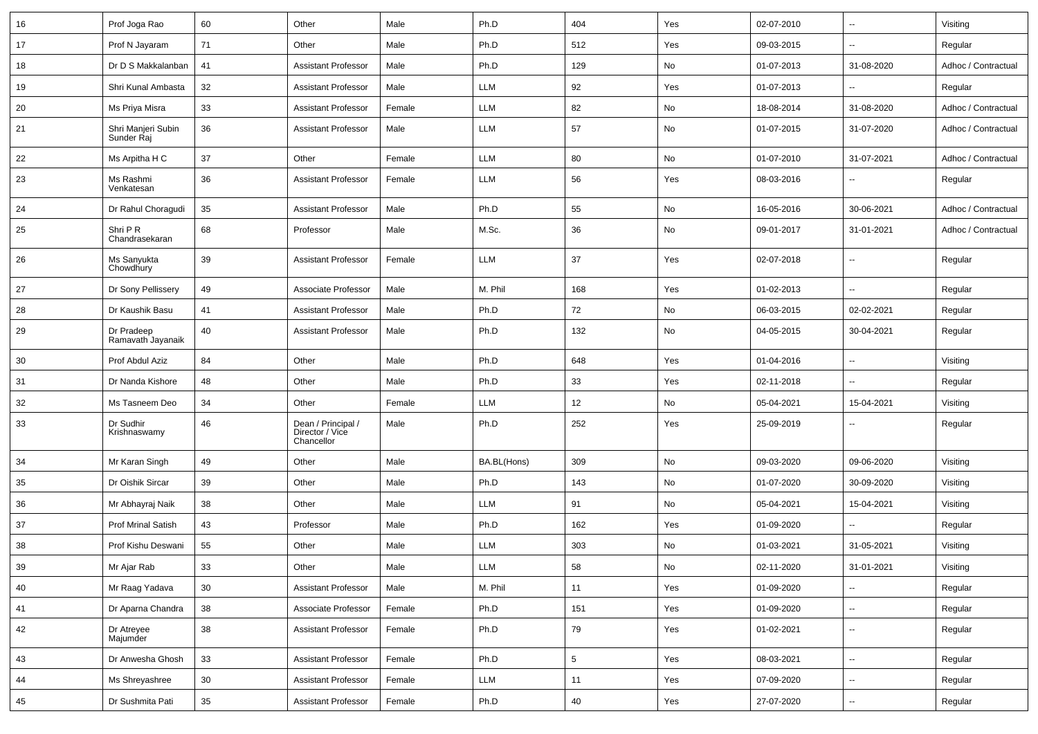| 16 | Prof Joga Rao | 60 | Other | Male | Ph.D | 404 | Yes | 02-07-2010 | -- | Visiting |
|---|---|---|---|---|---|---|---|---|---|---|
| 17 | Prof N Jayaram | 71 | Other | Male | Ph.D | 512 | Yes | 09-03-2015 | -- | Regular |
| 18 | Dr D S Makkalanban | 41 | Assistant Professor | Male | Ph.D | 129 | No | 01-07-2013 | 31-08-2020 | Adhoc / Contractual |
| 19 | Shri Kunal Ambasta | 32 | Assistant Professor | Male | LLM | 92 | Yes | 01-07-2013 | -- | Regular |
| 20 | Ms Priya Misra | 33 | Assistant Professor | Female | LLM | 82 | No | 18-08-2014 | 31-08-2020 | Adhoc / Contractual |
| 21 | Shri Manjeri Subin Sunder Raj | 36 | Assistant Professor | Male | LLM | 57 | No | 01-07-2015 | 31-07-2020 | Adhoc / Contractual |
| 22 | Ms Arpitha H C | 37 | Other | Female | LLM | 80 | No | 01-07-2010 | 31-07-2021 | Adhoc / Contractual |
| 23 | Ms Rashmi Venkatesan | 36 | Assistant Professor | Female | LLM | 56 | Yes | 08-03-2016 | -- | Regular |
| 24 | Dr Rahul Choragudi | 35 | Assistant Professor | Male | Ph.D | 55 | No | 16-05-2016 | 30-06-2021 | Adhoc / Contractual |
| 25 | Shri P R Chandrasekaran | 68 | Professor | Male | M.Sc. | 36 | No | 09-01-2017 | 31-01-2021 | Adhoc / Contractual |
| 26 | Ms Sanyukta Chowdhury | 39 | Assistant Professor | Female | LLM | 37 | Yes | 02-07-2018 | -- | Regular |
| 27 | Dr Sony Pellissery | 49 | Associate Professor | Male | M. Phil | 168 | Yes | 01-02-2013 | -- | Regular |
| 28 | Dr Kaushik Basu | 41 | Assistant Professor | Male | Ph.D | 72 | No | 06-03-2015 | 02-02-2021 | Regular |
| 29 | Dr Pradeep Ramavath Jayanaik | 40 | Assistant Professor | Male | Ph.D | 132 | No | 04-05-2015 | 30-04-2021 | Regular |
| 30 | Prof Abdul Aziz | 84 | Other | Male | Ph.D | 648 | Yes | 01-04-2016 | -- | Visiting |
| 31 | Dr Nanda Kishore | 48 | Other | Male | Ph.D | 33 | Yes | 02-11-2018 | -- | Regular |
| 32 | Ms Tasneem Deo | 34 | Other | Female | LLM | 12 | No | 05-04-2021 | 15-04-2021 | Visiting |
| 33 | Dr Sudhir Krishnaswamy | 46 | Dean / Principal / Director / Vice Chancellor | Male | Ph.D | 252 | Yes | 25-09-2019 | -- | Regular |
| 34 | Mr Karan Singh | 49 | Other | Male | BA.BL(Hons) | 309 | No | 09-03-2020 | 09-06-2020 | Visiting |
| 35 | Dr Oishik Sircar | 39 | Other | Male | Ph.D | 143 | No | 01-07-2020 | 30-09-2020 | Visiting |
| 36 | Mr Abhayraj Naik | 38 | Other | Male | LLM | 91 | No | 05-04-2021 | 15-04-2021 | Visiting |
| 37 | Prof Mrinal Satish | 43 | Professor | Male | Ph.D | 162 | Yes | 01-09-2020 | -- | Regular |
| 38 | Prof Kishu Deswani | 55 | Other | Male | LLM | 303 | No | 01-03-2021 | 31-05-2021 | Visiting |
| 39 | Mr Ajar Rab | 33 | Other | Male | LLM | 58 | No | 02-11-2020 | 31-01-2021 | Visiting |
| 40 | Mr Raag Yadava | 30 | Assistant Professor | Male | M. Phil | 11 | Yes | 01-09-2020 | -- | Regular |
| 41 | Dr Aparna Chandra | 38 | Associate Professor | Female | Ph.D | 151 | Yes | 01-09-2020 | -- | Regular |
| 42 | Dr Atreyee Majumder | 38 | Assistant Professor | Female | Ph.D | 79 | Yes | 01-02-2021 | -- | Regular |
| 43 | Dr Anwesha Ghosh | 33 | Assistant Professor | Female | Ph.D | 5 | Yes | 08-03-2021 | -- | Regular |
| 44 | Ms Shreyashree | 30 | Assistant Professor | Female | LLM | 11 | Yes | 07-09-2020 | -- | Regular |
| 45 | Dr Sushmita Pati | 35 | Assistant Professor | Female | Ph.D | 40 | Yes | 27-07-2020 | -- | Regular |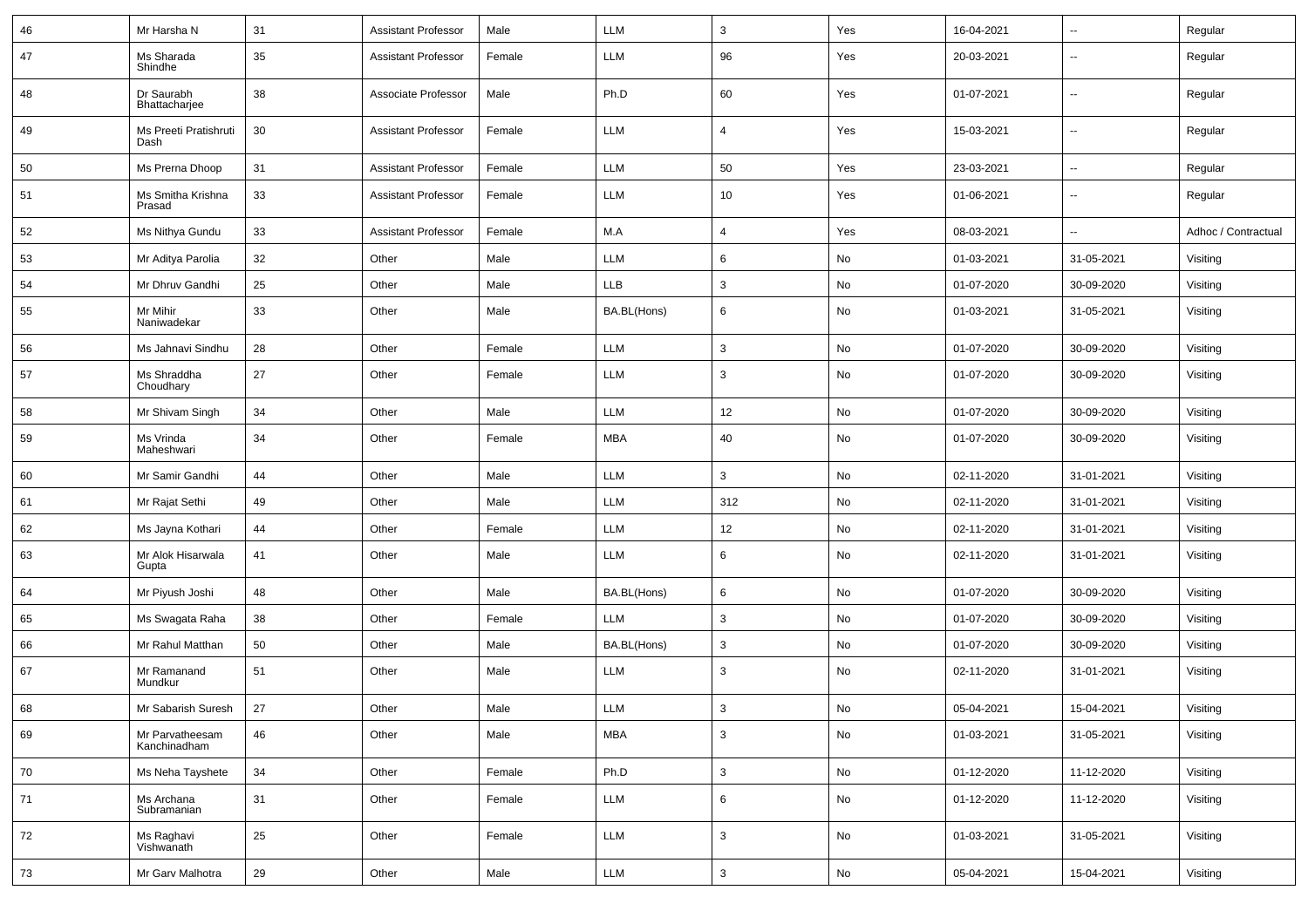| 46 | Mr Harsha N | 31 | Assistant Professor | Male | LLM | 3 | Yes | 16-04-2021 | -- | Regular |
|---|---|---|---|---|---|---|---|---|---|---|
| 47 | Ms Sharada Shindhe | 35 | Assistant Professor | Female | LLM | 96 | Yes | 20-03-2021 | -- | Regular |
| 48 | Dr Saurabh Bhattacharjee | 38 | Associate Professor | Male | Ph.D | 60 | Yes | 01-07-2021 | -- | Regular |
| 49 | Ms Preeti Pratishruti Dash | 30 | Assistant Professor | Female | LLM | 4 | Yes | 15-03-2021 | -- | Regular |
| 50 | Ms Prerna Dhoop | 31 | Assistant Professor | Female | LLM | 50 | Yes | 23-03-2021 | -- | Regular |
| 51 | Ms Smitha Krishna Prasad | 33 | Assistant Professor | Female | LLM | 10 | Yes | 01-06-2021 | -- | Regular |
| 52 | Ms Nithya Gundu | 33 | Assistant Professor | Female | M.A | 4 | Yes | 08-03-2021 | -- | Adhoc / Contractual |
| 53 | Mr Aditya Parolia | 32 | Other | Male | LLM | 6 | No | 01-03-2021 | 31-05-2021 | Visiting |
| 54 | Mr Dhruv Gandhi | 25 | Other | Male | LLB | 3 | No | 01-07-2020 | 30-09-2020 | Visiting |
| 55 | Mr Mihir Naniwadekar | 33 | Other | Male | BA.BL(Hons) | 6 | No | 01-03-2021 | 31-05-2021 | Visiting |
| 56 | Ms Jahnavi Sindhu | 28 | Other | Female | LLM | 3 | No | 01-07-2020 | 30-09-2020 | Visiting |
| 57 | Ms Shraddha Choudhary | 27 | Other | Female | LLM | 3 | No | 01-07-2020 | 30-09-2020 | Visiting |
| 58 | Mr Shivam Singh | 34 | Other | Male | LLM | 12 | No | 01-07-2020 | 30-09-2020 | Visiting |
| 59 | Ms Vrinda Maheshwari | 34 | Other | Female | MBA | 40 | No | 01-07-2020 | 30-09-2020 | Visiting |
| 60 | Mr Samir Gandhi | 44 | Other | Male | LLM | 3 | No | 02-11-2020 | 31-01-2021 | Visiting |
| 61 | Mr Rajat Sethi | 49 | Other | Male | LLM | 312 | No | 02-11-2020 | 31-01-2021 | Visiting |
| 62 | Ms Jayna Kothari | 44 | Other | Female | LLM | 12 | No | 02-11-2020 | 31-01-2021 | Visiting |
| 63 | Mr Alok Hisarwala Gupta | 41 | Other | Male | LLM | 6 | No | 02-11-2020 | 31-01-2021 | Visiting |
| 64 | Mr Piyush Joshi | 48 | Other | Male | BA.BL(Hons) | 6 | No | 01-07-2020 | 30-09-2020 | Visiting |
| 65 | Ms Swagata Raha | 38 | Other | Female | LLM | 3 | No | 01-07-2020 | 30-09-2020 | Visiting |
| 66 | Mr Rahul Matthan | 50 | Other | Male | BA.BL(Hons) | 3 | No | 01-07-2020 | 30-09-2020 | Visiting |
| 67 | Mr Ramanand Mundkur | 51 | Other | Male | LLM | 3 | No | 02-11-2020 | 31-01-2021 | Visiting |
| 68 | Mr Sabarish Suresh | 27 | Other | Male | LLM | 3 | No | 05-04-2021 | 15-04-2021 | Visiting |
| 69 | Mr Parvatheesam Kanchinadham | 46 | Other | Male | MBA | 3 | No | 01-03-2021 | 31-05-2021 | Visiting |
| 70 | Ms Neha Tayshete | 34 | Other | Female | Ph.D | 3 | No | 01-12-2020 | 11-12-2020 | Visiting |
| 71 | Ms Archana Subramanian | 31 | Other | Female | LLM | 6 | No | 01-12-2020 | 11-12-2020 | Visiting |
| 72 | Ms Raghavi Vishwanath | 25 | Other | Female | LLM | 3 | No | 01-03-2021 | 31-05-2021 | Visiting |
| 73 | Mr Garv Malhotra | 29 | Other | Male | LLM | 3 | No | 05-04-2021 | 15-04-2021 | Visiting |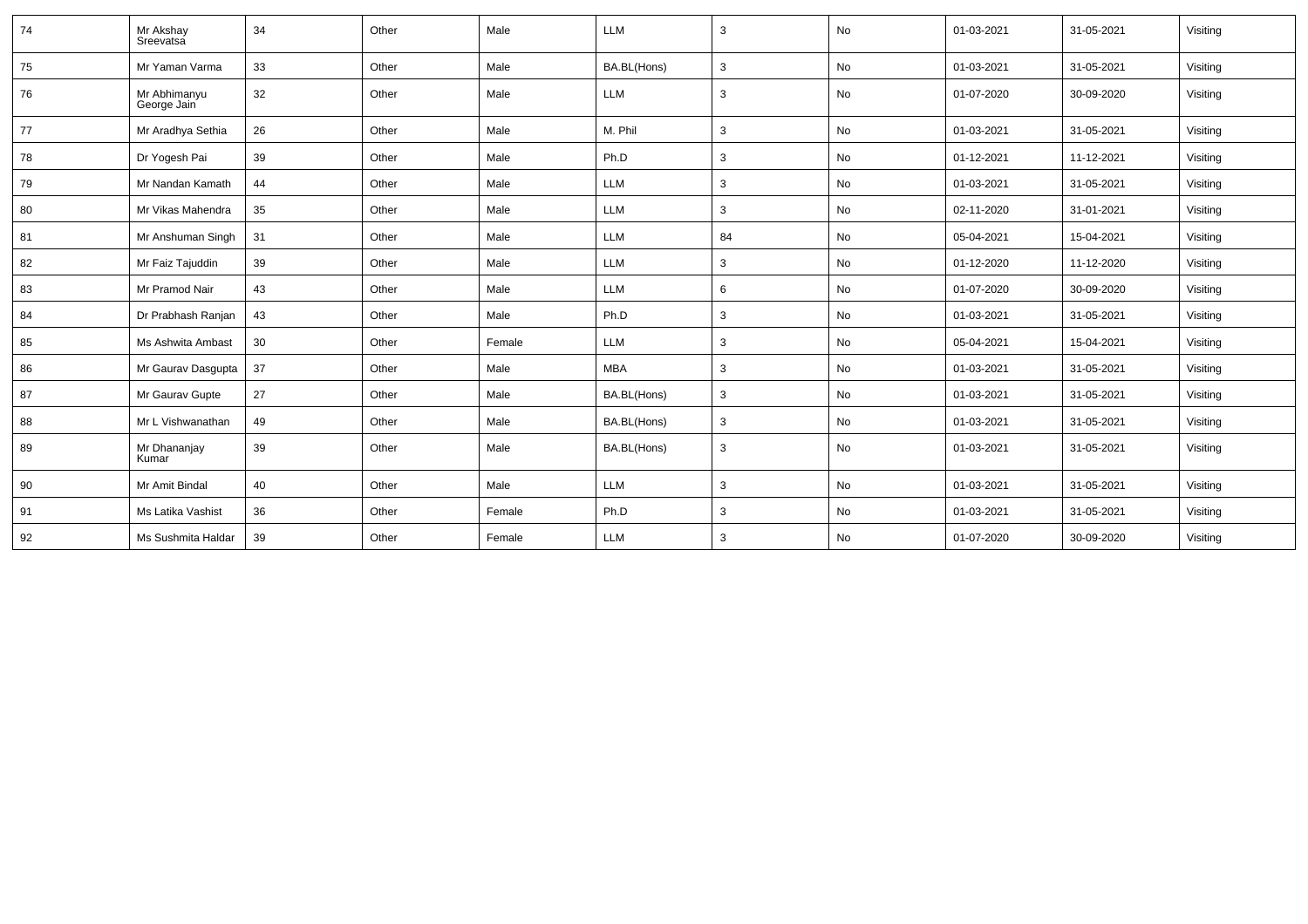| | | | | | | | | | | |
|---|---|---|---|---|---|---|---|---|---|---|
| 74 | Mr Akshay Sreevatsa | 34 | Other | Male | LLM | 3 | No | 01-03-2021 | 31-05-2021 | Visiting |
| 75 | Mr Yaman Varma | 33 | Other | Male | BA.BL(Hons) | 3 | No | 01-03-2021 | 31-05-2021 | Visiting |
| 76 | Mr Abhimanyu George Jain | 32 | Other | Male | LLM | 3 | No | 01-07-2020 | 30-09-2020 | Visiting |
| 77 | Mr Aradhya Sethia | 26 | Other | Male | M. Phil | 3 | No | 01-03-2021 | 31-05-2021 | Visiting |
| 78 | Dr Yogesh Pai | 39 | Other | Male | Ph.D | 3 | No | 01-12-2021 | 11-12-2021 | Visiting |
| 79 | Mr Nandan Kamath | 44 | Other | Male | LLM | 3 | No | 01-03-2021 | 31-05-2021 | Visiting |
| 80 | Mr Vikas Mahendra | 35 | Other | Male | LLM | 3 | No | 02-11-2020 | 31-01-2021 | Visiting |
| 81 | Mr Anshuman Singh | 31 | Other | Male | LLM | 84 | No | 05-04-2021 | 15-04-2021 | Visiting |
| 82 | Mr Faiz Tajuddin | 39 | Other | Male | LLM | 3 | No | 01-12-2020 | 11-12-2020 | Visiting |
| 83 | Mr Pramod Nair | 43 | Other | Male | LLM | 6 | No | 01-07-2020 | 30-09-2020 | Visiting |
| 84 | Dr Prabhash Ranjan | 43 | Other | Male | Ph.D | 3 | No | 01-03-2021 | 31-05-2021 | Visiting |
| 85 | Ms Ashwita Ambast | 30 | Other | Female | LLM | 3 | No | 05-04-2021 | 15-04-2021 | Visiting |
| 86 | Mr Gaurav Dasgupta | 37 | Other | Male | MBA | 3 | No | 01-03-2021 | 31-05-2021 | Visiting |
| 87 | Mr Gaurav Gupte | 27 | Other | Male | BA.BL(Hons) | 3 | No | 01-03-2021 | 31-05-2021 | Visiting |
| 88 | Mr L Vishwanathan | 49 | Other | Male | BA.BL(Hons) | 3 | No | 01-03-2021 | 31-05-2021 | Visiting |
| 89 | Mr Dhananjay Kumar | 39 | Other | Male | BA.BL(Hons) | 3 | No | 01-03-2021 | 31-05-2021 | Visiting |
| 90 | Mr Amit Bindal | 40 | Other | Male | LLM | 3 | No | 01-03-2021 | 31-05-2021 | Visiting |
| 91 | Ms Latika Vashist | 36 | Other | Female | Ph.D | 3 | No | 01-03-2021 | 31-05-2021 | Visiting |
| 92 | Ms Sushmita Haldar | 39 | Other | Female | LLM | 3 | No | 01-07-2020 | 30-09-2020 | Visiting |